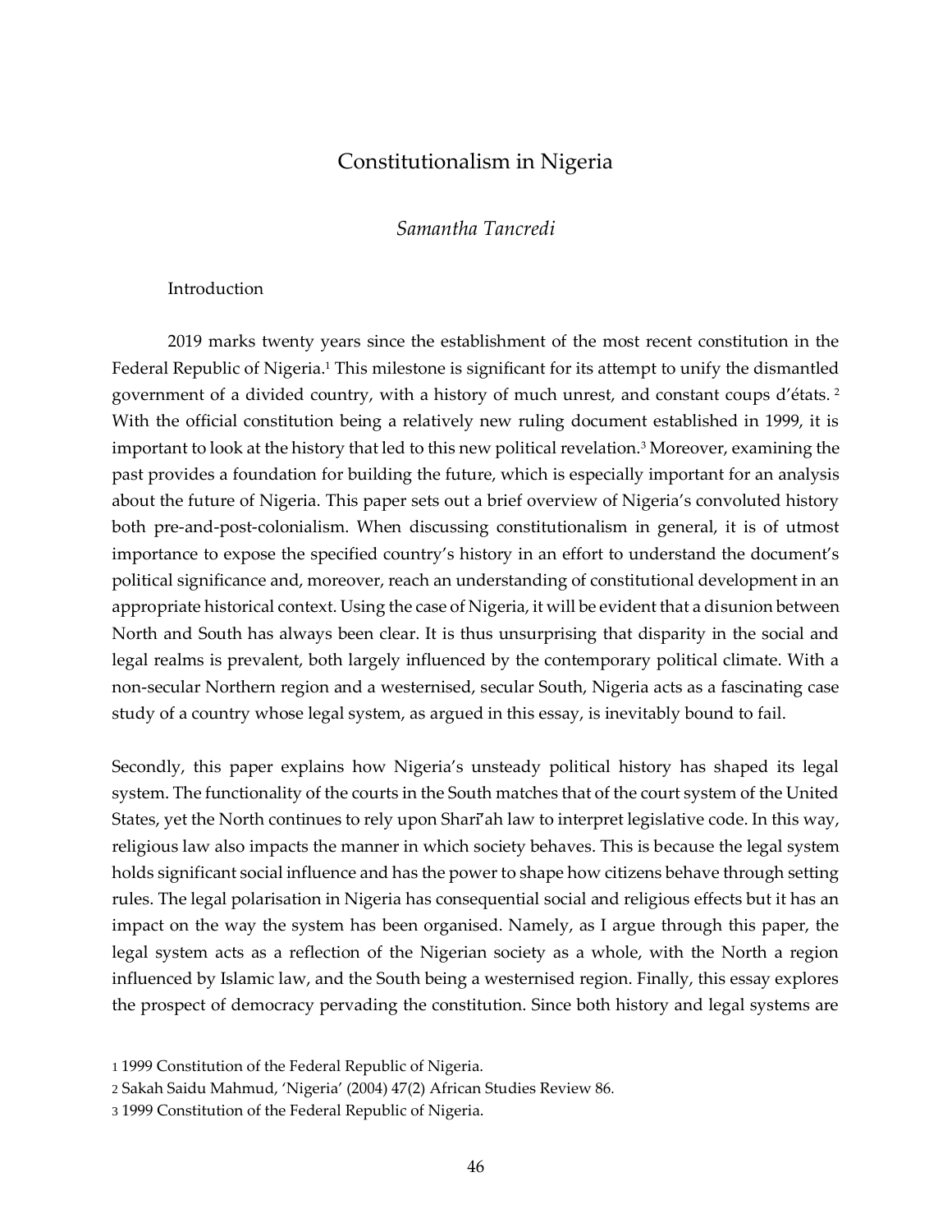# Constitutionalism in Nigeria

*Samantha Tancredi*

## Introduction

2019 marks twenty years since the establishment of the most recent constitution in the Federal Republic of Nigeria.[1] This milestone is significant for its attempt to unify the dismantled government of a divided country, with a history of much unrest, and constant coups d'états. [2] With the official constitution being a relatively new ruling document established in 1999, it is important to look at the history that led to this new political revelation.[3] Moreover, examining the past provides a foundation for building the future, which is especially important for an analysis about the future of Nigeria. This paper sets out a brief overview of Nigeria's convoluted history both pre-and-post-colonialism. When discussing constitutionalism in general, it is of utmost importance to expose the specified country's history in an effort to understand the document's political significance and, moreover, reach an understanding of constitutional development in an appropriate historical context. Using the case of Nigeria, it will be evident that a disunion between North and South has always been clear. It is thus unsurprising that disparity in the social and legal realms is prevalent, both largely influenced by the contemporary political climate. With a non-secular Northern region and a westernised, secular South, Nigeria acts as a fascinating case study of a country whose legal system, as argued in this essay, is inevitably bound to fail.

Secondly, this paper explains how Nigeria's unsteady political history has shaped its legal system. The functionality of the courts in the South matches that of the court system of the United States, yet the North continues to rely upon Sharī'ah law to interpret legislative code. In this way, religious law also impacts the manner in which society behaves. This is because the legal system holds significant social influence and has the power to shape how citizens behave through setting rules. The legal polarisation in Nigeria has consequential social and religious effects but it has an impact on the way the system has been organised. Namely, as I argue through this paper, the legal system acts as a reflection of the Nigerian society as a whole, with the North a region influenced by Islamic law, and the South being a westernised region. Finally, this essay explores the prospect of democracy pervading the constitution. Since both history and legal systems are

1 1999 Constitution of the Federal Republic of Nigeria.

2 Sakah Saidu Mahmud, 'Nigeria' (2004) 47(2) African Studies Review 86.

3 1999 Constitution of the Federal Republic of Nigeria.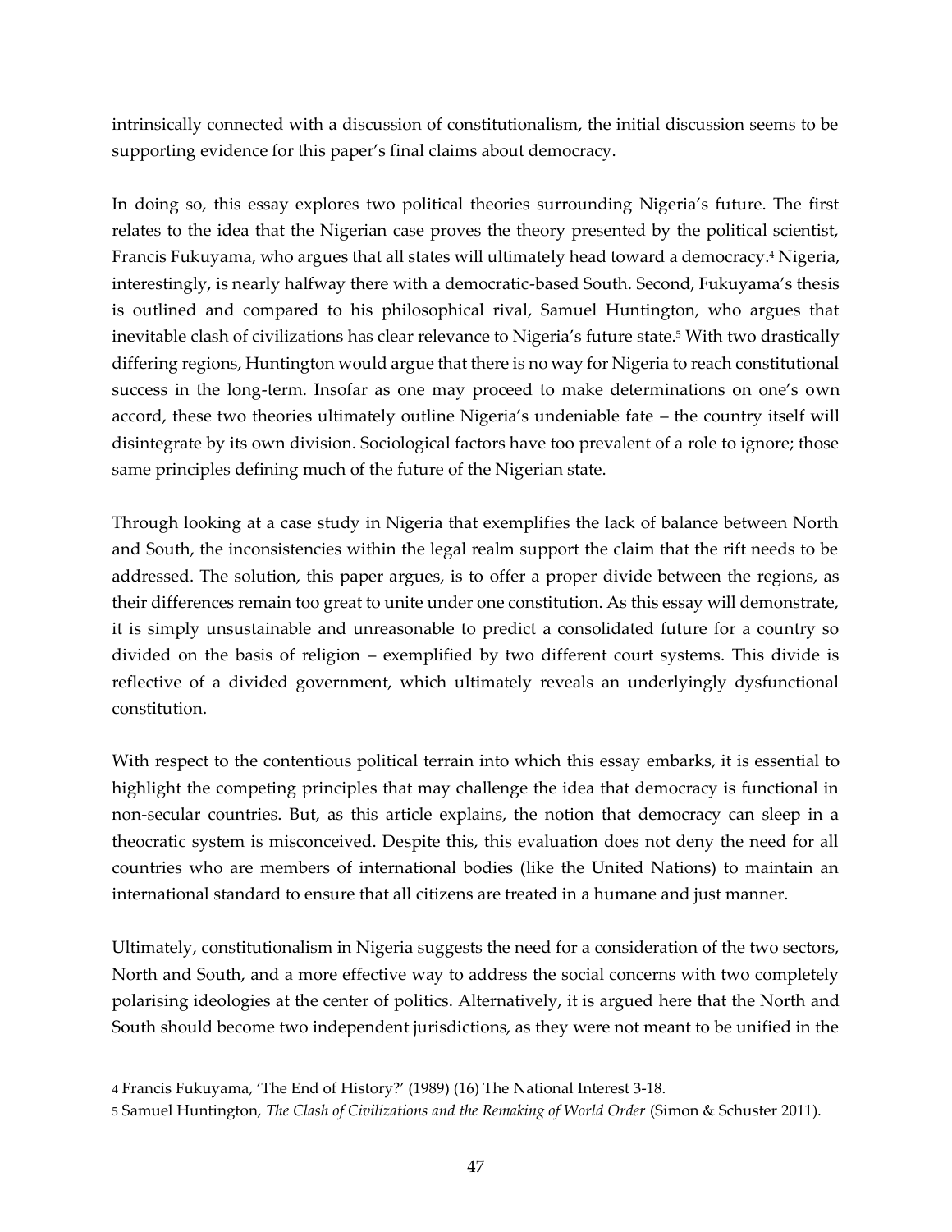intrinsically connected with a discussion of constitutionalism, the initial discussion seems to be supporting evidence for this paper's final claims about democracy.

In doing so, this essay explores two political theories surrounding Nigeria's future. The first relates to the idea that the Nigerian case proves the theory presented by the political scientist, Francis Fukuyama, who argues that all states will ultimately head toward a democracy.[4] Nigeria, interestingly, is nearly halfway there with a democratic-based South. Second, Fukuyama's thesis is outlined and compared to his philosophical rival, Samuel Huntington, who argues that inevitable clash of civilizations has clear relevance to Nigeria's future state.[5] With two drastically differing regions, Huntington would argue that there is no way for Nigeria to reach constitutional success in the long-term. Insofar as one may proceed to make determinations on one's own accord, these two theories ultimately outline Nigeria's undeniable fate – the country itself will disintegrate by its own division. Sociological factors have too prevalent of a role to ignore; those same principles defining much of the future of the Nigerian state.

Through looking at a case study in Nigeria that exemplifies the lack of balance between North and South, the inconsistencies within the legal realm support the claim that the rift needs to be addressed. The solution, this paper argues, is to offer a proper divide between the regions, as their differences remain too great to unite under one constitution. As this essay will demonstrate, it is simply unsustainable and unreasonable to predict a consolidated future for a country so divided on the basis of religion – exemplified by two different court systems. This divide is reflective of a divided government, which ultimately reveals an underlyingly dysfunctional constitution.

With respect to the contentious political terrain into which this essay embarks, it is essential to highlight the competing principles that may challenge the idea that democracy is functional in non-secular countries. But, as this article explains, the notion that democracy can sleep in a theocratic system is misconceived. Despite this, this evaluation does not deny the need for all countries who are members of international bodies (like the United Nations) to maintain an international standard to ensure that all citizens are treated in a humane and just manner.

Ultimately, constitutionalism in Nigeria suggests the need for a consideration of the two sectors, North and South, and a more effective way to address the social concerns with two completely polarising ideologies at the center of politics. Alternatively, it is argued here that the North and South should become two independent jurisdictions, as they were not meant to be unified in the

[4] Francis Fukuyama, 'The End of History?' (1989) (16) The National Interest 3-18.

[5] Samuel Huntington, *The Clash of Civilizations and the Remaking of World Order* (Simon & Schuster 2011).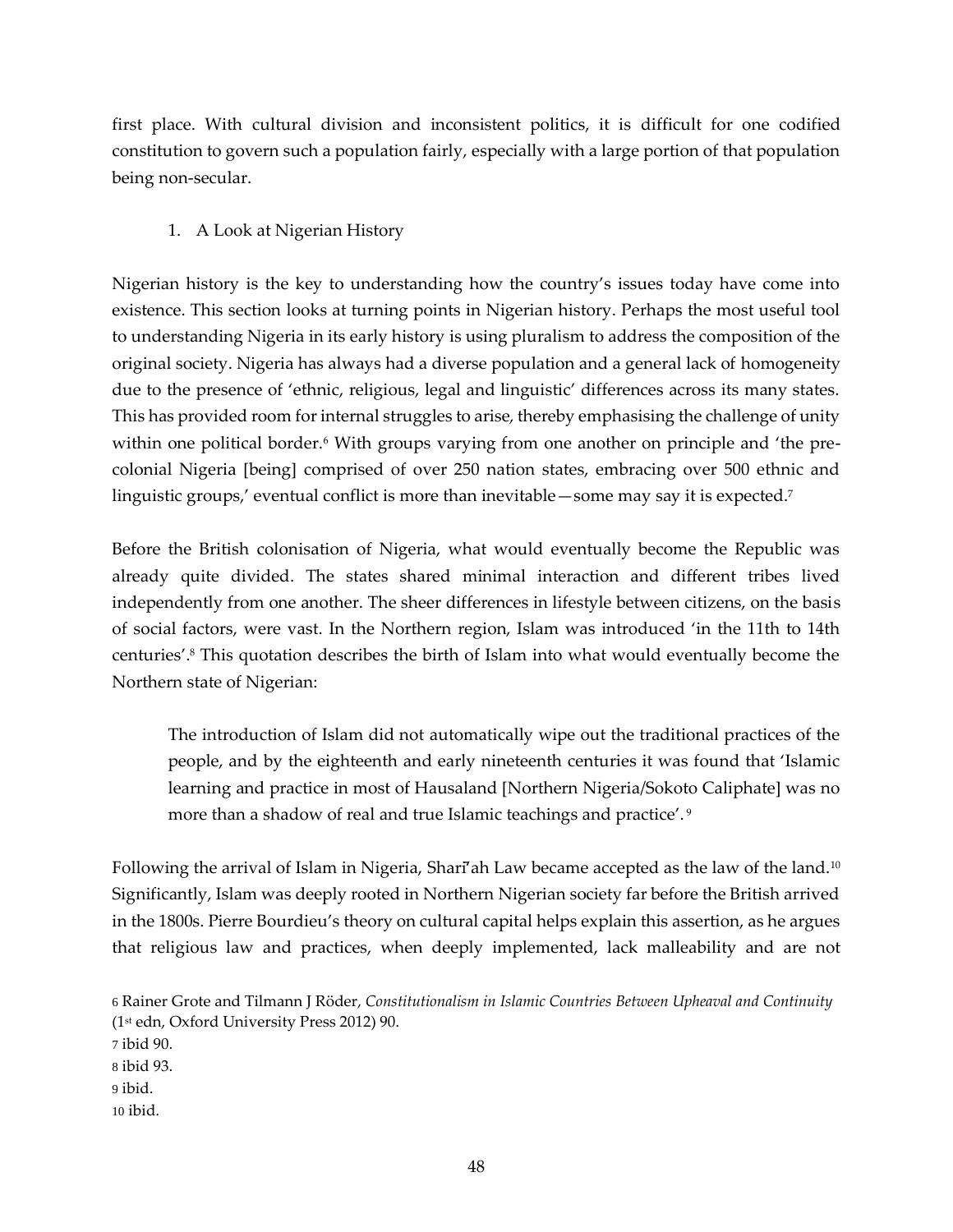first place. With cultural division and inconsistent politics, it is difficult for one codified constitution to govern such a population fairly, especially with a large portion of that population being non-secular.

1. A Look at Nigerian History

Nigerian history is the key to understanding how the country's issues today have come into existence. This section looks at turning points in Nigerian history. Perhaps the most useful tool to understanding Nigeria in its early history is using pluralism to address the composition of the original society. Nigeria has always had a diverse population and a general lack of homogeneity due to the presence of 'ethnic, religious, legal and linguistic' differences across its many states. This has provided room for internal struggles to arise, thereby emphasising the challenge of unity within one political border.[6] With groups varying from one another on principle and 'the pre-colonial Nigeria [being] comprised of over 250 nation states, embracing over 500 ethnic and linguistic groups,' eventual conflict is more than inevitable—some may say it is expected.[7]

Before the British colonisation of Nigeria, what would eventually become the Republic was already quite divided. The states shared minimal interaction and different tribes lived independently from one another. The sheer differences in lifestyle between citizens, on the basis of social factors, were vast. In the Northern region, Islam was introduced 'in the 11th to 14th centuries'.[8] This quotation describes the birth of Islam into what would eventually become the Northern state of Nigerian:

> The introduction of Islam did not automatically wipe out the traditional practices of the people, and by the eighteenth and early nineteenth centuries it was found that 'Islamic learning and practice in most of Hausaland [Northern Nigeria/Sokoto Caliphate] was no more than a shadow of real and true Islamic teachings and practice'.[9]

Following the arrival of Islam in Nigeria, Sharī'ah Law became accepted as the law of the land.[10] Significantly, Islam was deeply rooted in Northern Nigerian society far before the British arrived in the 1800s. Pierre Bourdieu's theory on cultural capital helps explain this assertion, as he argues that religious law and practices, when deeply implemented, lack malleability and are not

6 Rainer Grote and Tilmann J Röder, *Constitutionalism in Islamic Countries Between Upheaval and Continuity* (1st edn, Oxford University Press 2012) 90.
7 ibid 90.
8 ibid 93.
9 ibid.
10 ibid.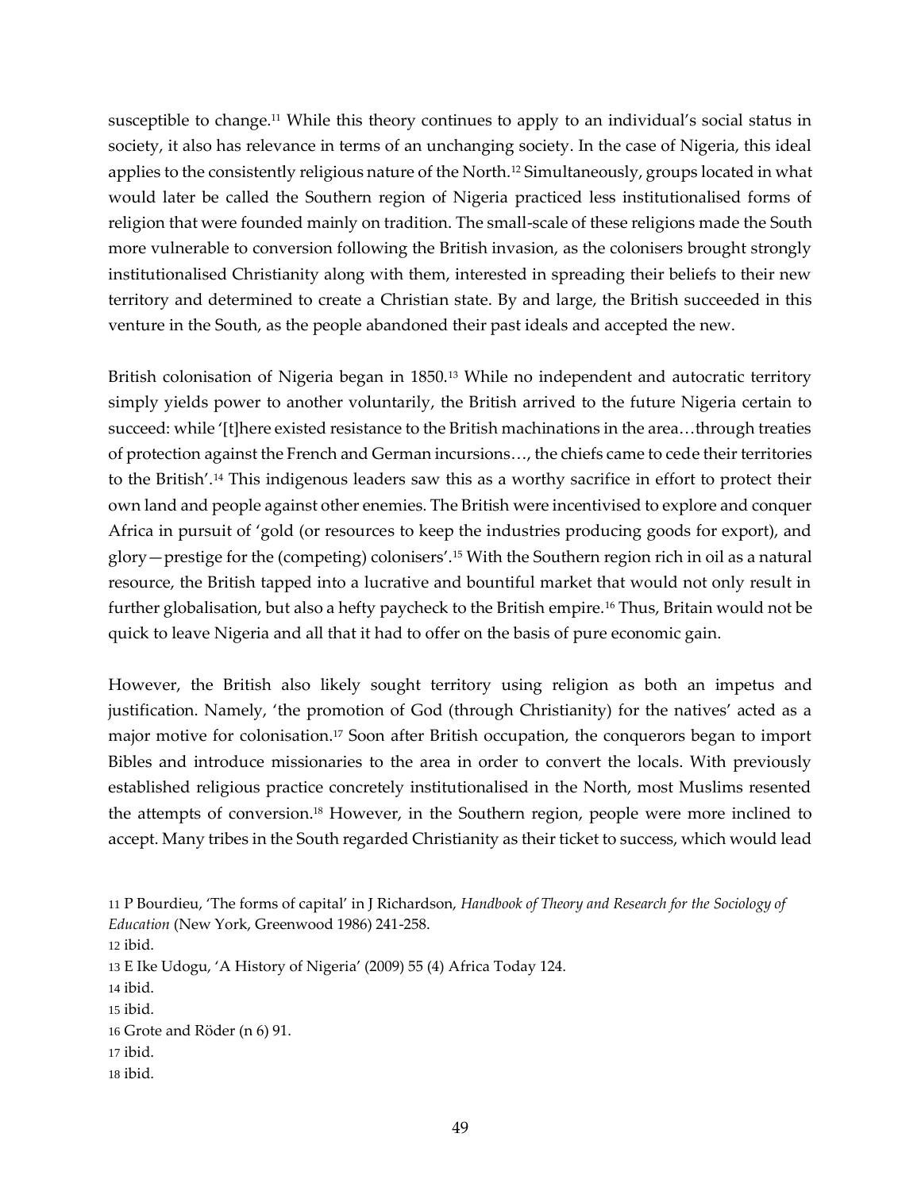susceptible to change.[11] While this theory continues to apply to an individual's social status in society, it also has relevance in terms of an unchanging society. In the case of Nigeria, this ideal applies to the consistently religious nature of the North.[12] Simultaneously, groups located in what would later be called the Southern region of Nigeria practiced less institutionalised forms of religion that were founded mainly on tradition. The small-scale of these religions made the South more vulnerable to conversion following the British invasion, as the colonisers brought strongly institutionalised Christianity along with them, interested in spreading their beliefs to their new territory and determined to create a Christian state. By and large, the British succeeded in this venture in the South, as the people abandoned their past ideals and accepted the new.

British colonisation of Nigeria began in 1850.[13] While no independent and autocratic territory simply yields power to another voluntarily, the British arrived to the future Nigeria certain to succeed: while '[t]here existed resistance to the British machinations in the area…through treaties of protection against the French and German incursions…, the chiefs came to cede their territories to the British'.[14] This indigenous leaders saw this as a worthy sacrifice in effort to protect their own land and people against other enemies. The British were incentivised to explore and conquer Africa in pursuit of 'gold (or resources to keep the industries producing goods for export), and glory—prestige for the (competing) colonisers'.[15] With the Southern region rich in oil as a natural resource, the British tapped into a lucrative and bountiful market that would not only result in further globalisation, but also a hefty paycheck to the British empire.[16] Thus, Britain would not be quick to leave Nigeria and all that it had to offer on the basis of pure economic gain.

However, the British also likely sought territory using religion as both an impetus and justification. Namely, 'the promotion of God (through Christianity) for the natives' acted as a major motive for colonisation.[17] Soon after British occupation, the conquerors began to import Bibles and introduce missionaries to the area in order to convert the locals. With previously established religious practice concretely institutionalised in the North, most Muslims resented the attempts of conversion.[18] However, in the Southern region, people were more inclined to accept. Many tribes in the South regarded Christianity as their ticket to success, which would lead

11 P Bourdieu, 'The forms of capital' in J Richardson, *Handbook of Theory and Research for the Sociology of Education* (New York, Greenwood 1986) 241-258.
12 ibid.
13 E Ike Udogu, 'A History of Nigeria' (2009) 55 (4) Africa Today 124.
14 ibid.
15 ibid.
16 Grote and Röder (n 6) 91.
17 ibid.
18 ibid.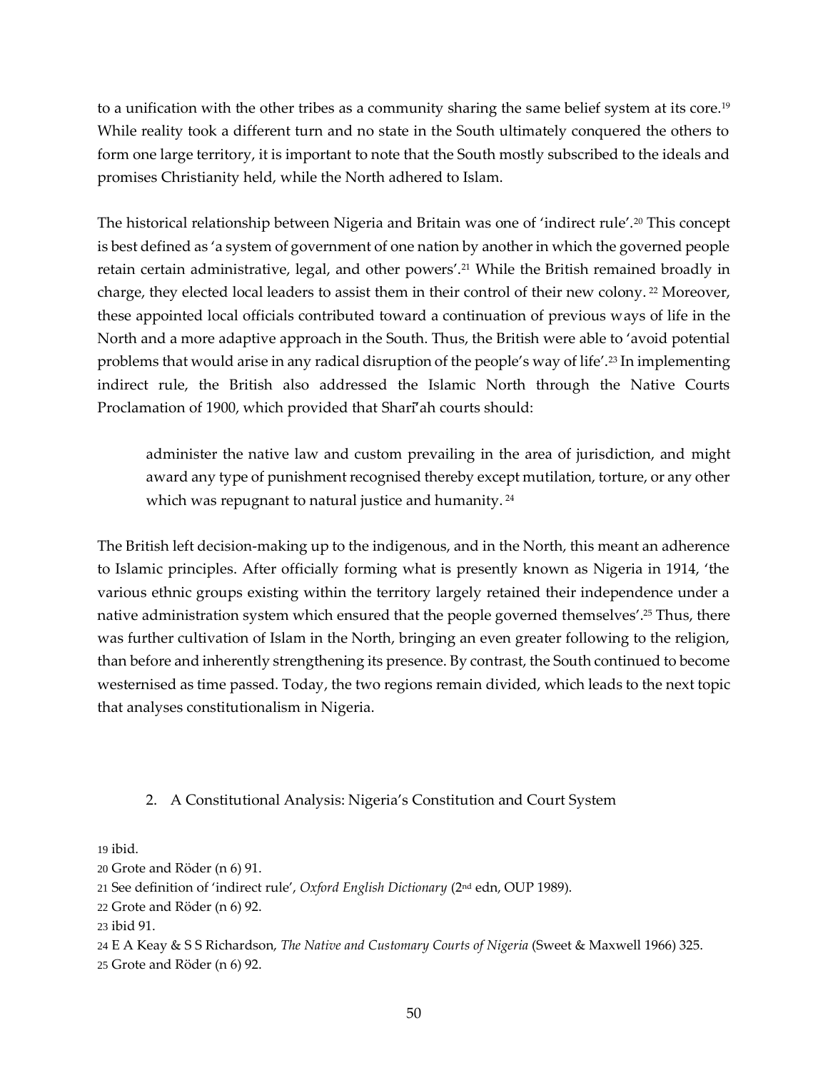to a unification with the other tribes as a community sharing the same belief system at its core.[19] While reality took a different turn and no state in the South ultimately conquered the others to form one large territory, it is important to note that the South mostly subscribed to the ideals and promises Christianity held, while the North adhered to Islam.

The historical relationship between Nigeria and Britain was one of 'indirect rule'.[20] This concept is best defined as 'a system of government of one nation by another in which the governed people retain certain administrative, legal, and other powers'.[21] While the British remained broadly in charge, they elected local leaders to assist them in their control of their new colony.[22] Moreover, these appointed local officials contributed toward a continuation of previous ways of life in the North and a more adaptive approach in the South. Thus, the British were able to 'avoid potential problems that would arise in any radical disruption of the people's way of life'.[23] In implementing indirect rule, the British also addressed the Islamic North through the Native Courts Proclamation of 1900, which provided that Sharī'ah courts should:

> administer the native law and custom prevailing in the area of jurisdiction, and might award any type of punishment recognised thereby except mutilation, torture, or any other which was repugnant to natural justice and humanity.[24]

The British left decision-making up to the indigenous, and in the North, this meant an adherence to Islamic principles. After officially forming what is presently known as Nigeria in 1914, 'the various ethnic groups existing within the territory largely retained their independence under a native administration system which ensured that the people governed themselves'.[25] Thus, there was further cultivation of Islam in the North, bringing an even greater following to the religion, than before and inherently strengthening its presence. By contrast, the South continued to become westernised as time passed. Today, the two regions remain divided, which leads to the next topic that analyses constitutionalism in Nigeria.

## 2. A Constitutional Analysis: Nigeria's Constitution and Court System

19 ibid.

20 Grote and Röder (n 6) 91.

21 See definition of 'indirect rule', *Oxford English Dictionary* (2nd edn, OUP 1989).

22 Grote and Röder (n 6) 92.

23 ibid 91.

24 E A Keay & S S Richardson, *The Native and Customary Courts of Nigeria* (Sweet & Maxwell 1966) 325.

25 Grote and Röder (n 6) 92.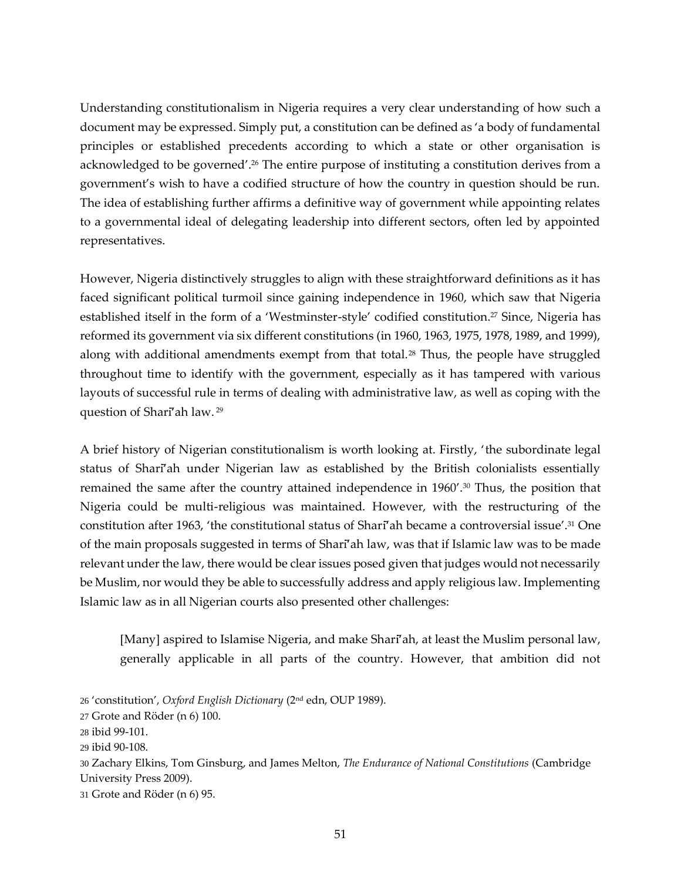Understanding constitutionalism in Nigeria requires a very clear understanding of how such a document may be expressed. Simply put, a constitution can be defined as 'a body of fundamental principles or established precedents according to which a state or other organisation is acknowledged to be governed'.[26] The entire purpose of instituting a constitution derives from a government's wish to have a codified structure of how the country in question should be run. The idea of establishing further affirms a definitive way of government while appointing relates to a governmental ideal of delegating leadership into different sectors, often led by appointed representatives.

However, Nigeria distinctively struggles to align with these straightforward definitions as it has faced significant political turmoil since gaining independence in 1960, which saw that Nigeria established itself in the form of a 'Westminster-style' codified constitution.[27] Since, Nigeria has reformed its government via six different constitutions (in 1960, 1963, 1975, 1978, 1989, and 1999), along with additional amendments exempt from that total.[28] Thus, the people have struggled throughout time to identify with the government, especially as it has tampered with various layouts of successful rule in terms of dealing with administrative law, as well as coping with the question of Sharīʾah law.[29]

A brief history of Nigerian constitutionalism is worth looking at. Firstly, 'the subordinate legal status of Sharīʾah under Nigerian law as established by the British colonialists essentially remained the same after the country attained independence in 1960'.[30] Thus, the position that Nigeria could be multi-religious was maintained. However, with the restructuring of the constitution after 1963, 'the constitutional status of Sharīʾah became a controversial issue'.[31] One of the main proposals suggested in terms of Sharīʾah law, was that if Islamic law was to be made relevant under the law, there would be clear issues posed given that judges would not necessarily be Muslim, nor would they be able to successfully address and apply religious law. Implementing Islamic law as in all Nigerian courts also presented other challenges:

> [Many] aspired to Islamise Nigeria, and make Sharīʾah, at least the Muslim personal law, generally applicable in all parts of the country. However, that ambition did not

26 'constitution', *Oxford English Dictionary* (2nd edn, OUP 1989).

27 Grote and Röder (n 6) 100.

28 ibid 99-101.

29 ibid 90-108.

30 Zachary Elkins, Tom Ginsburg, and James Melton, *The Endurance of National Constitutions* (Cambridge University Press 2009).

31 Grote and Röder (n 6) 95.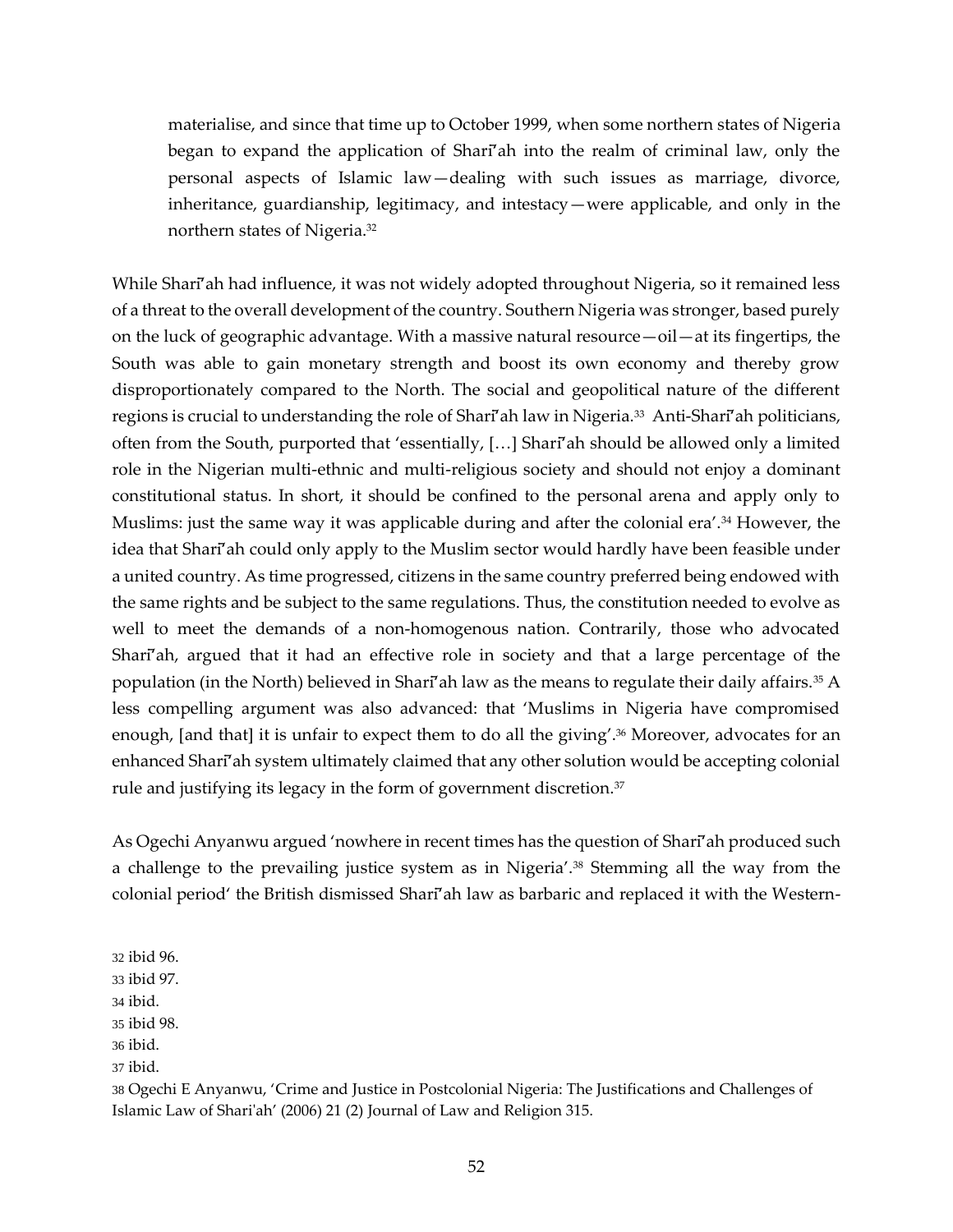> materialise, and since that time up to October 1999, when some northern states of Nigeria began to expand the application of Sharīʾah into the realm of criminal law, only the personal aspects of Islamic law—dealing with such issues as marriage, divorce, inheritance, guardianship, legitimacy, and intestacy—were applicable, and only in the northern states of Nigeria.[32]

While Sharīʾah had influence, it was not widely adopted throughout Nigeria, so it remained less of a threat to the overall development of the country. Southern Nigeria was stronger, based purely on the luck of geographic advantage. With a massive natural resource—oil—at its fingertips, the South was able to gain monetary strength and boost its own economy and thereby grow disproportionately compared to the North. The social and geopolitical nature of the different regions is crucial to understanding the role of Sharīʾah law in Nigeria.[33] Anti-Sharīʾah politicians, often from the South, purported that 'essentially, […] Sharīʾah should be allowed only a limited role in the Nigerian multi-ethnic and multi-religious society and should not enjoy a dominant constitutional status. In short, it should be confined to the personal arena and apply only to Muslims: just the same way it was applicable during and after the colonial era'.[34] However, the idea that Sharīʾah could only apply to the Muslim sector would hardly have been feasible under a united country. As time progressed, citizens in the same country preferred being endowed with the same rights and be subject to the same regulations. Thus, the constitution needed to evolve as well to meet the demands of a non-homogenous nation. Contrarily, those who advocated Sharīʾah, argued that it had an effective role in society and that a large percentage of the population (in the North) believed in Sharīʾah law as the means to regulate their daily affairs.[35] A less compelling argument was also advanced: that 'Muslims in Nigeria have compromised enough, [and that] it is unfair to expect them to do all the giving'.[36] Moreover, advocates for an enhanced Sharīʾah system ultimately claimed that any other solution would be accepting colonial rule and justifying its legacy in the form of government discretion.[37]

As Ogechi Anyanwu argued 'nowhere in recent times has the question of Sharīʾah produced such a challenge to the prevailing justice system as in Nigeria'.[38] Stemming all the way from the colonial period' the British dismissed Sharīʾah law as barbaric and replaced it with the Western-

---

32 ibid 96.

33 ibid 97.

34 ibid.

35 ibid 98.

36 ibid.

37 ibid.

38 Ogechi E Anyanwu, 'Crime and Justice in Postcolonial Nigeria: The Justifications and Challenges of Islamic Law of Shari'ah' (2006) 21 (2) Journal of Law and Religion 315.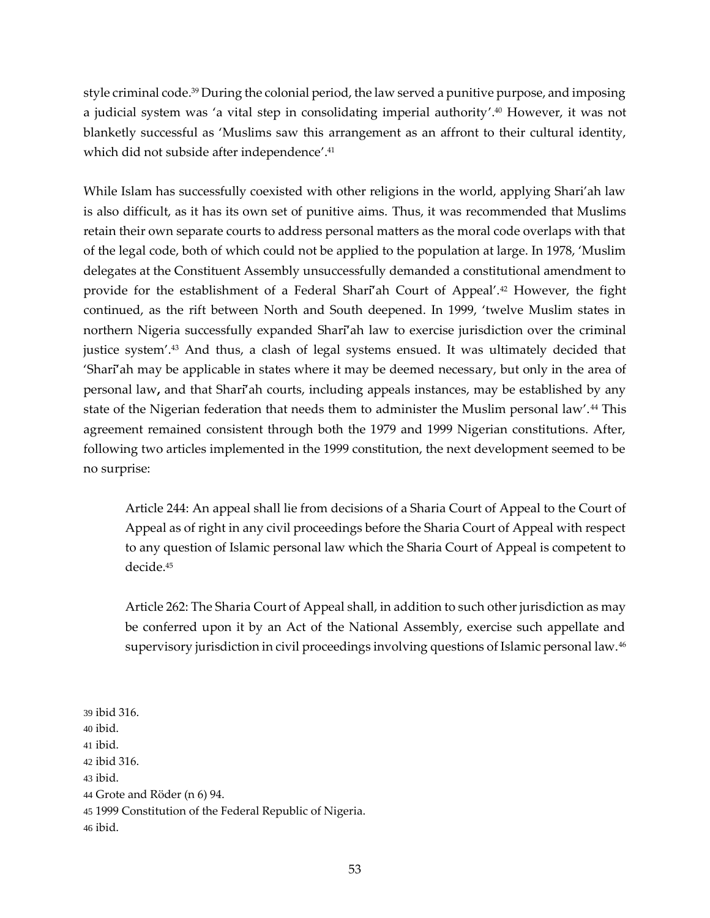style criminal code.[39] During the colonial period, the law served a punitive purpose, and imposing a judicial system was 'a vital step in consolidating imperial authority'.[40] However, it was not blanketly successful as 'Muslims saw this arrangement as an affront to their cultural identity, which did not subside after independence'.[41]

While Islam has successfully coexisted with other religions in the world, applying Shari'ah law is also difficult, as it has its own set of punitive aims. Thus, it was recommended that Muslims retain their own separate courts to address personal matters as the moral code overlaps with that of the legal code, both of which could not be applied to the population at large. In 1978, 'Muslim delegates at the Constituent Assembly unsuccessfully demanded a constitutional amendment to provide for the establishment of a Federal Sharī'ah Court of Appeal'.[42] However, the fight continued, as the rift between North and South deepened. In 1999, 'twelve Muslim states in northern Nigeria successfully expanded Sharī'ah law to exercise jurisdiction over the criminal justice system'.[43] And thus, a clash of legal systems ensued. It was ultimately decided that 'Sharī'ah may be applicable in states where it may be deemed necessary, but only in the area of personal law**,** and that Sharī'ah courts, including appeals instances, may be established by any state of the Nigerian federation that needs them to administer the Muslim personal law'.[44] This agreement remained consistent through both the 1979 and 1999 Nigerian constitutions. After, following two articles implemented in the 1999 constitution, the next development seemed to be no surprise:

> Article 244: An appeal shall lie from decisions of a Sharia Court of Appeal to the Court of Appeal as of right in any civil proceedings before the Sharia Court of Appeal with respect to any question of Islamic personal law which the Sharia Court of Appeal is competent to decide.[45]
>
> Article 262: The Sharia Court of Appeal shall, in addition to such other jurisdiction as may be conferred upon it by an Act of the National Assembly, exercise such appellate and supervisory jurisdiction in civil proceedings involving questions of Islamic personal law.[46]

39 ibid 316.
40 ibid.
41 ibid.
42 ibid 316.
43 ibid.
44 Grote and Röder (n 6) 94.
45 1999 Constitution of the Federal Republic of Nigeria.
46 ibid.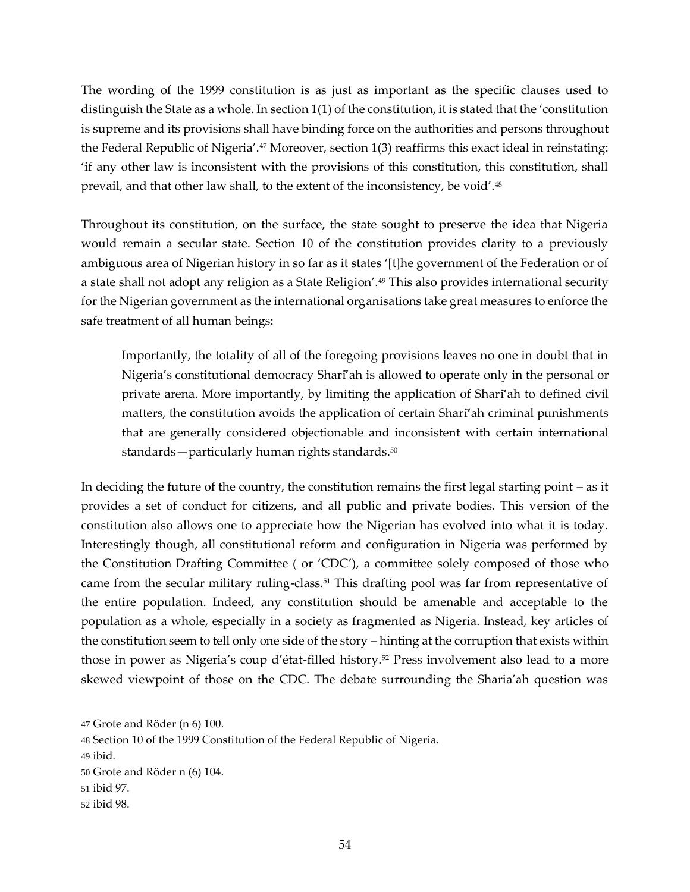The wording of the 1999 constitution is as just as important as the specific clauses used to distinguish the State as a whole. In section 1(1) of the constitution, it is stated that the 'constitution is supreme and its provisions shall have binding force on the authorities and persons throughout the Federal Republic of Nigeria'.[47] Moreover, section 1(3) reaffirms this exact ideal in reinstating: 'if any other law is inconsistent with the provisions of this constitution, this constitution, shall prevail, and that other law shall, to the extent of the inconsistency, be void'.[48]

Throughout its constitution, on the surface, the state sought to preserve the idea that Nigeria would remain a secular state. Section 10 of the constitution provides clarity to a previously ambiguous area of Nigerian history in so far as it states '[t]he government of the Federation or of a state shall not adopt any religion as a State Religion'.[49] This also provides international security for the Nigerian government as the international organisations take great measures to enforce the safe treatment of all human beings:

> Importantly, the totality of all of the foregoing provisions leaves no one in doubt that in Nigeria's constitutional democracy Sharī'ah is allowed to operate only in the personal or private arena. More importantly, by limiting the application of Sharī'ah to defined civil matters, the constitution avoids the application of certain Sharī'ah criminal punishments that are generally considered objectionable and inconsistent with certain international standards—particularly human rights standards.[50]

In deciding the future of the country, the constitution remains the first legal starting point – as it provides a set of conduct for citizens, and all public and private bodies. This version of the constitution also allows one to appreciate how the Nigerian has evolved into what it is today. Interestingly though, all constitutional reform and configuration in Nigeria was performed by the Constitution Drafting Committee ( or 'CDC'), a committee solely composed of those who came from the secular military ruling-class.[51] This drafting pool was far from representative of the entire population. Indeed, any constitution should be amenable and acceptable to the population as a whole, especially in a society as fragmented as Nigeria. Instead, key articles of the constitution seem to tell only one side of the story – hinting at the corruption that exists within those in power as Nigeria's coup d'état-filled history.[52] Press involvement also lead to a more skewed viewpoint of those on the CDC. The debate surrounding the Sharia'ah question was

47 Grote and Röder (n 6) 100.

48 Section 10 of the 1999 Constitution of the Federal Republic of Nigeria.

49 ibid.

50 Grote and Röder n (6) 104.

51 ibid 97.

52 ibid 98.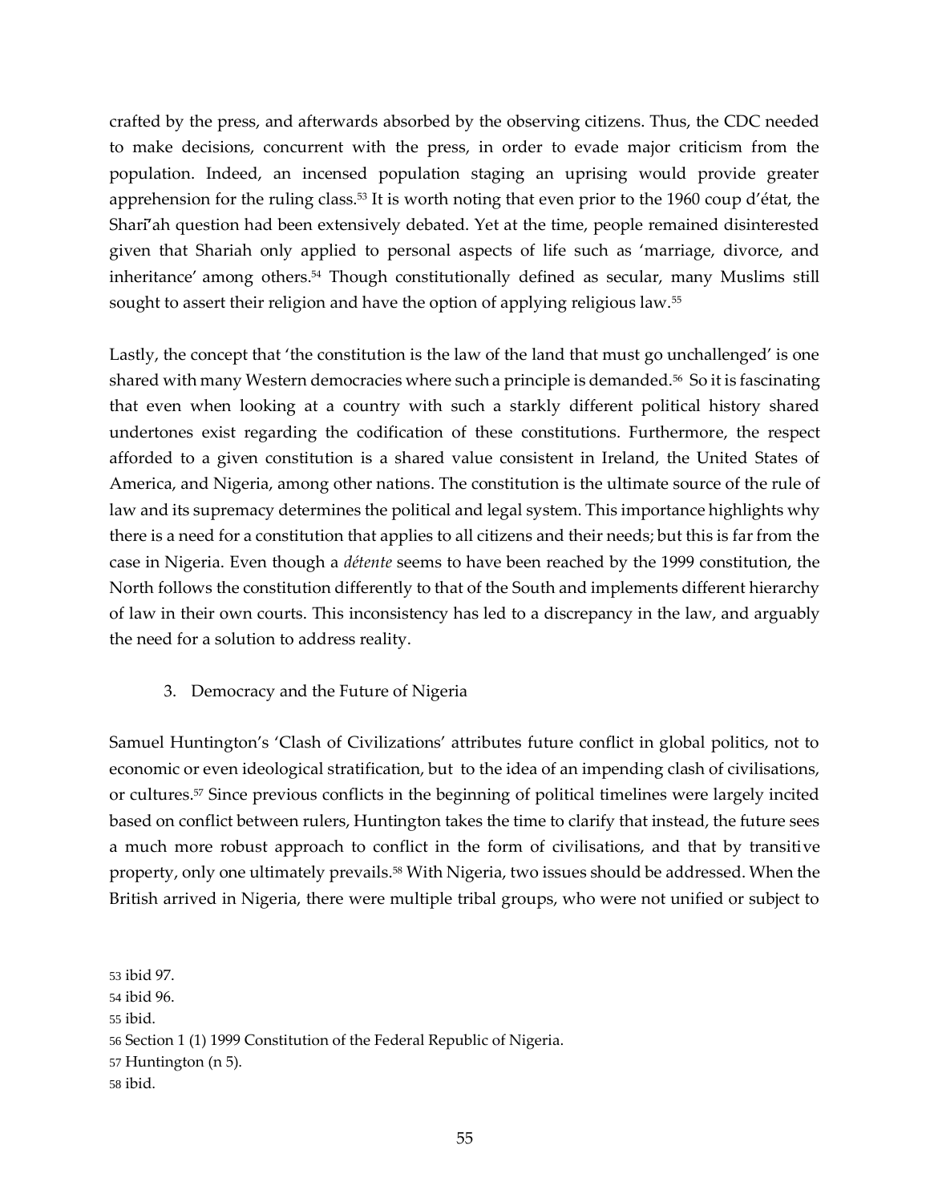crafted by the press, and afterwards absorbed by the observing citizens. Thus, the CDC needed to make decisions, concurrent with the press, in order to evade major criticism from the population. Indeed, an incensed population staging an uprising would provide greater apprehension for the ruling class.[53] It is worth noting that even prior to the 1960 coup d'état, the Sharī'ah question had been extensively debated. Yet at the time, people remained disinterested given that Shariah only applied to personal aspects of life such as 'marriage, divorce, and inheritance' among others.[54] Though constitutionally defined as secular, many Muslims still sought to assert their religion and have the option of applying religious law.[55]

Lastly, the concept that 'the constitution is the law of the land that must go unchallenged' is one shared with many Western democracies where such a principle is demanded.[56] So it is fascinating that even when looking at a country with such a starkly different political history shared undertones exist regarding the codification of these constitutions. Furthermore, the respect afforded to a given constitution is a shared value consistent in Ireland, the United States of America, and Nigeria, among other nations. The constitution is the ultimate source of the rule of law and its supremacy determines the political and legal system. This importance highlights why there is a need for a constitution that applies to all citizens and their needs; but this is far from the case in Nigeria. Even though a *détente* seems to have been reached by the 1999 constitution, the North follows the constitution differently to that of the South and implements different hierarchy of law in their own courts. This inconsistency has led to a discrepancy in the law, and arguably the need for a solution to address reality.

## 3. Democracy and the Future of Nigeria

Samuel Huntington's 'Clash of Civilizations' attributes future conflict in global politics, not to economic or even ideological stratification, but to the idea of an impending clash of civilisations, or cultures.[57] Since previous conflicts in the beginning of political timelines were largely incited based on conflict between rulers, Huntington takes the time to clarify that instead, the future sees a much more robust approach to conflict in the form of civilisations, and that by transitive property, only one ultimately prevails.[58] With Nigeria, two issues should be addressed. When the British arrived in Nigeria, there were multiple tribal groups, who were not unified or subject to

53 ibid 97.
54 ibid 96.
55 ibid.
56 Section 1 (1) 1999 Constitution of the Federal Republic of Nigeria.
57 Huntington (n 5).
58 ibid.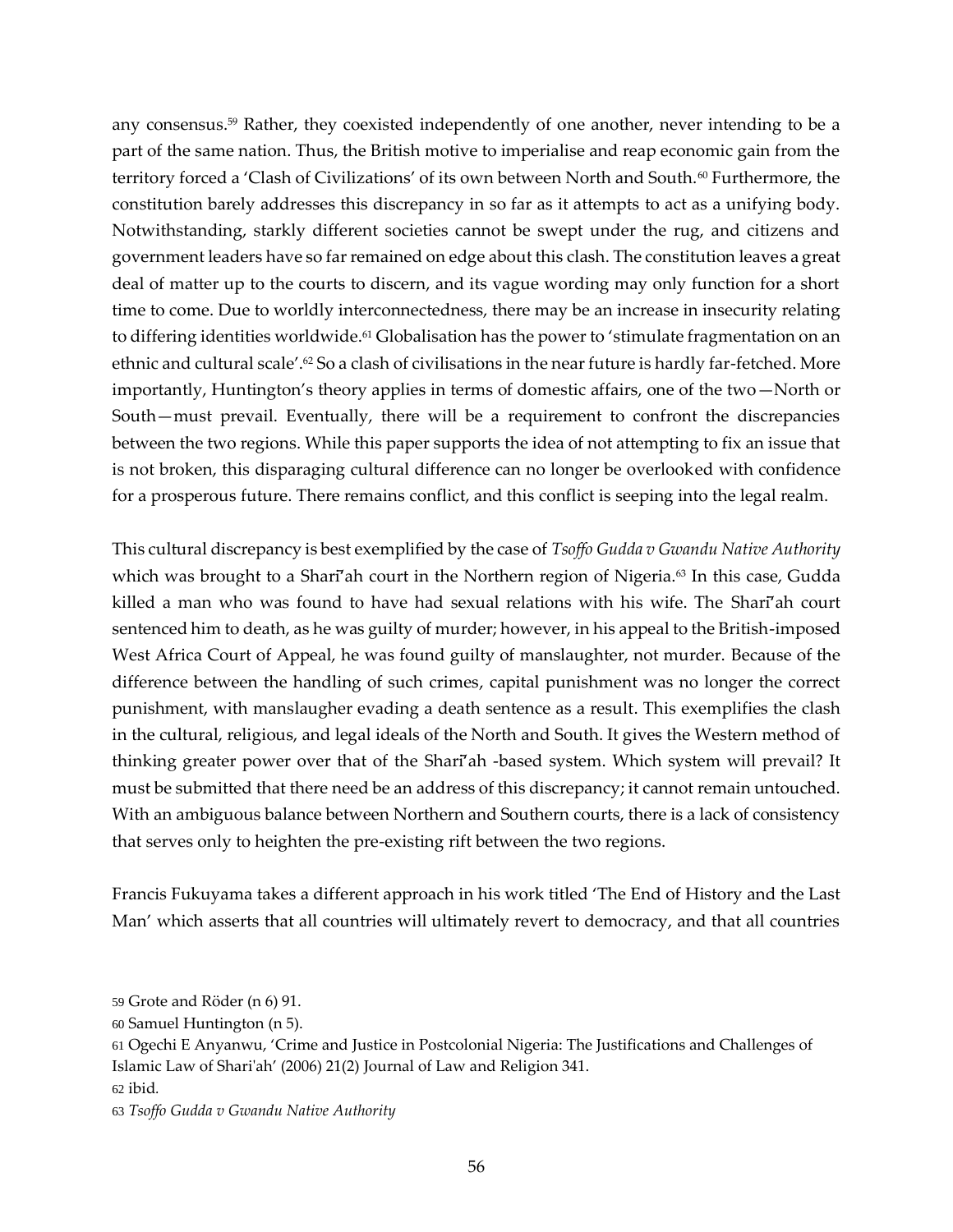any consensus.[59] Rather, they coexisted independently of one another, never intending to be a part of the same nation. Thus, the British motive to imperialise and reap economic gain from the territory forced a 'Clash of Civilizations' of its own between North and South.[60] Furthermore, the constitution barely addresses this discrepancy in so far as it attempts to act as a unifying body. Notwithstanding, starkly different societies cannot be swept under the rug, and citizens and government leaders have so far remained on edge about this clash. The constitution leaves a great deal of matter up to the courts to discern, and its vague wording may only function for a short time to come. Due to worldly interconnectedness, there may be an increase in insecurity relating to differing identities worldwide.[61] Globalisation has the power to 'stimulate fragmentation on an ethnic and cultural scale'.[62] So a clash of civilisations in the near future is hardly far-fetched. More importantly, Huntington's theory applies in terms of domestic affairs, one of the two—North or South—must prevail. Eventually, there will be a requirement to confront the discrepancies between the two regions. While this paper supports the idea of not attempting to fix an issue that is not broken, this disparaging cultural difference can no longer be overlooked with confidence for a prosperous future. There remains conflict, and this conflict is seeping into the legal realm.

This cultural discrepancy is best exemplified by the case of *Tsoffo Gudda v Gwandu Native Authority* which was brought to a Sharī'ah court in the Northern region of Nigeria.[63] In this case, Gudda killed a man who was found to have had sexual relations with his wife. The Sharī'ah court sentenced him to death, as he was guilty of murder; however, in his appeal to the British-imposed West Africa Court of Appeal, he was found guilty of manslaughter, not murder. Because of the difference between the handling of such crimes, capital punishment was no longer the correct punishment, with manslaugher evading a death sentence as a result. This exemplifies the clash in the cultural, religious, and legal ideals of the North and South. It gives the Western method of thinking greater power over that of the Sharī'ah -based system. Which system will prevail? It must be submitted that there need be an address of this discrepancy; it cannot remain untouched. With an ambiguous balance between Northern and Southern courts, there is a lack of consistency that serves only to heighten the pre-existing rift between the two regions.

Francis Fukuyama takes a different approach in his work titled 'The End of History and the Last Man' which asserts that all countries will ultimately revert to democracy, and that all countries

59 Grote and Röder (n 6) 91.

60 Samuel Huntington (n 5).

61 Ogechi E Anyanwu, 'Crime and Justice in Postcolonial Nigeria: The Justifications and Challenges of Islamic Law of Shari'ah' (2006) 21(2) Journal of Law and Religion 341.

62 ibid.

63 *Tsoffo Gudda v Gwandu Native Authority*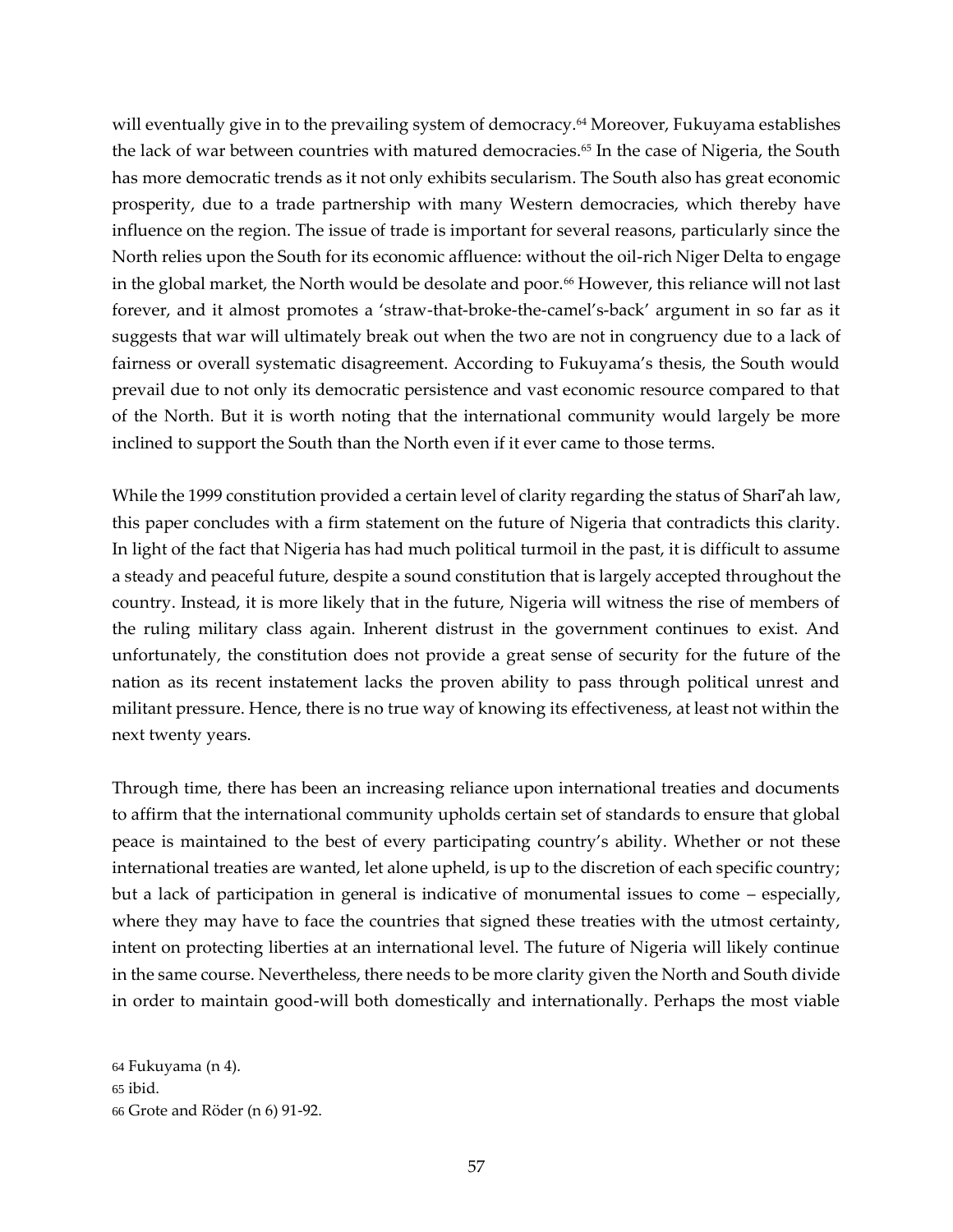will eventually give in to the prevailing system of democracy.[64] Moreover, Fukuyama establishes the lack of war between countries with matured democracies.[65] In the case of Nigeria, the South has more democratic trends as it not only exhibits secularism. The South also has great economic prosperity, due to a trade partnership with many Western democracies, which thereby have influence on the region. The issue of trade is important for several reasons, particularly since the North relies upon the South for its economic affluence: without the oil-rich Niger Delta to engage in the global market, the North would be desolate and poor.[66] However, this reliance will not last forever, and it almost promotes a 'straw-that-broke-the-camel's-back' argument in so far as it suggests that war will ultimately break out when the two are not in congruency due to a lack of fairness or overall systematic disagreement. According to Fukuyama's thesis, the South would prevail due to not only its democratic persistence and vast economic resource compared to that of the North. But it is worth noting that the international community would largely be more inclined to support the South than the North even if it ever came to those terms.

While the 1999 constitution provided a certain level of clarity regarding the status of Sharī'ah law, this paper concludes with a firm statement on the future of Nigeria that contradicts this clarity. In light of the fact that Nigeria has had much political turmoil in the past, it is difficult to assume a steady and peaceful future, despite a sound constitution that is largely accepted throughout the country. Instead, it is more likely that in the future, Nigeria will witness the rise of members of the ruling military class again. Inherent distrust in the government continues to exist. And unfortunately, the constitution does not provide a great sense of security for the future of the nation as its recent instatement lacks the proven ability to pass through political unrest and militant pressure. Hence, there is no true way of knowing its effectiveness, at least not within the next twenty years.

Through time, there has been an increasing reliance upon international treaties and documents to affirm that the international community upholds certain set of standards to ensure that global peace is maintained to the best of every participating country's ability. Whether or not these international treaties are wanted, let alone upheld, is up to the discretion of each specific country; but a lack of participation in general is indicative of monumental issues to come – especially, where they may have to face the countries that signed these treaties with the utmost certainty, intent on protecting liberties at an international level. The future of Nigeria will likely continue in the same course. Nevertheless, there needs to be more clarity given the North and South divide in order to maintain good-will both domestically and internationally. Perhaps the most viable

64 Fukuyama (n 4).
65 ibid.
66 Grote and Röder (n 6) 91-92.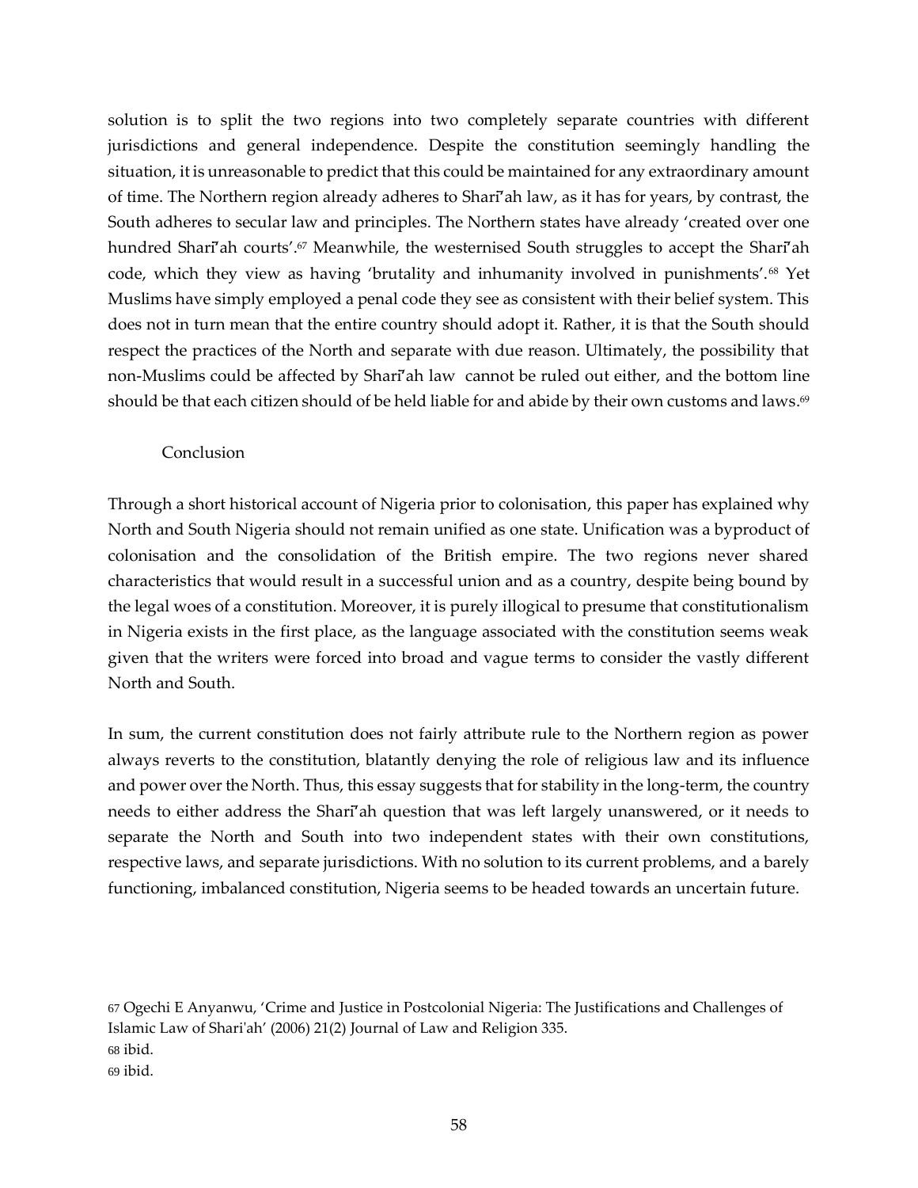solution is to split the two regions into two completely separate countries with different jurisdictions and general independence. Despite the constitution seemingly handling the situation, it is unreasonable to predict that this could be maintained for any extraordinary amount of time. The Northern region already adheres to Sharīʹah law, as it has for years, by contrast, the South adheres to secular law and principles. The Northern states have already 'created over one hundred Sharīʹah courts'.[67] Meanwhile, the westernised South struggles to accept the Sharīʹah code, which they view as having 'brutality and inhumanity involved in punishments'.[68] Yet Muslims have simply employed a penal code they see as consistent with their belief system. This does not in turn mean that the entire country should adopt it. Rather, it is that the South should respect the practices of the North and separate with due reason. Ultimately, the possibility that non-Muslims could be affected by Sharīʹah law cannot be ruled out either, and the bottom line should be that each citizen should of be held liable for and abide by their own customs and laws.[69]

## Conclusion

Through a short historical account of Nigeria prior to colonisation, this paper has explained why North and South Nigeria should not remain unified as one state. Unification was a byproduct of colonisation and the consolidation of the British empire. The two regions never shared characteristics that would result in a successful union and as a country, despite being bound by the legal woes of a constitution. Moreover, it is purely illogical to presume that constitutionalism in Nigeria exists in the first place, as the language associated with the constitution seems weak given that the writers were forced into broad and vague terms to consider the vastly different North and South.

In sum, the current constitution does not fairly attribute rule to the Northern region as power always reverts to the constitution, blatantly denying the role of religious law and its influence and power over the North. Thus, this essay suggests that for stability in the long-term, the country needs to either address the Sharīʹah question that was left largely unanswered, or it needs to separate the North and South into two independent states with their own constitutions, respective laws, and separate jurisdictions. With no solution to its current problems, and a barely functioning, imbalanced constitution, Nigeria seems to be headed towards an uncertain future.

67 Ogechi E Anyanwu, 'Crime and Justice in Postcolonial Nigeria: The Justifications and Challenges of Islamic Law of Shariʹah' (2006) 21(2) Journal of Law and Religion 335.

68 ibid.

69 ibid.